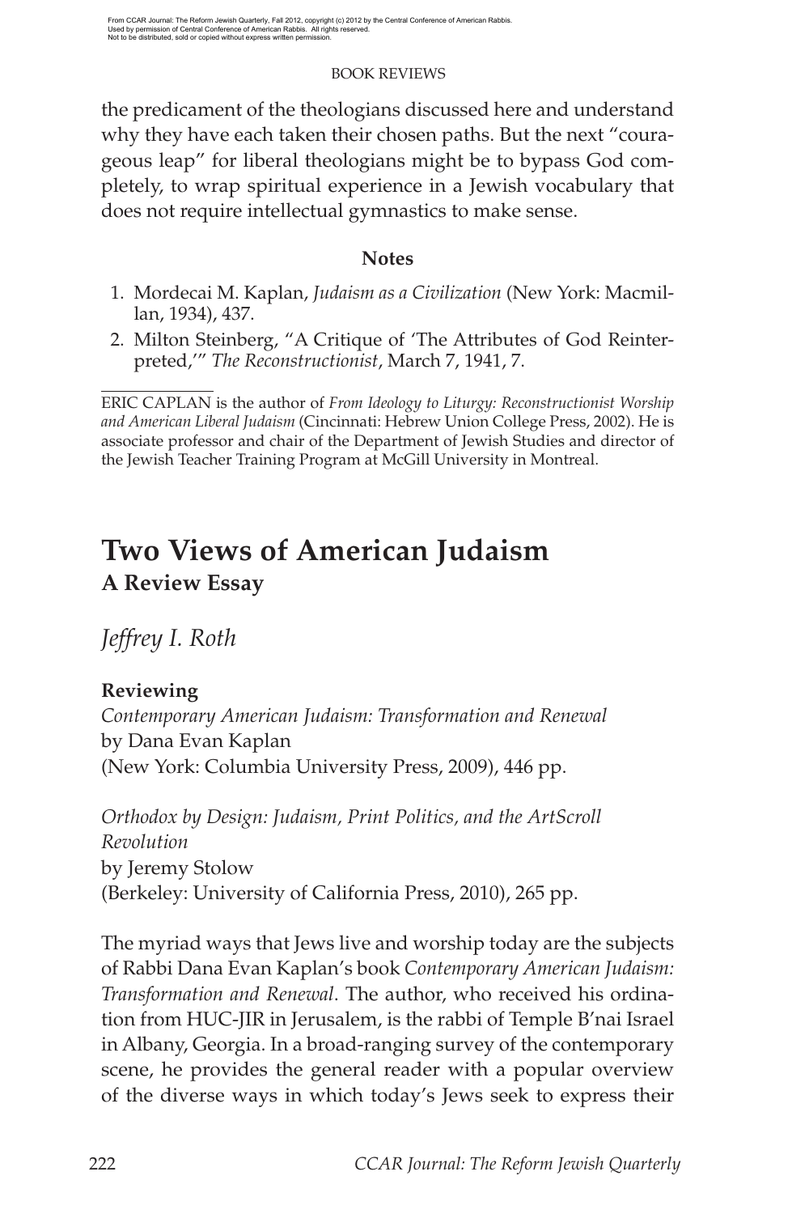From CCAR Journal: The Reform Jewish Quarterly, Fall 2012, copyright (c) 2012 by the Central Conference of American Rabbis.
Used by permission of Central Conference of American Rabbis. All rights reserved.
Not to be distributed, sold or copied without express written permission.

the predicament of the theologians discussed here and understand why they have each taken their chosen paths. But the next "courageous leap" for liberal theologians might be to bypass God completely, to wrap spiritual experience in a Jewish vocabulary that does not require intellectual gymnastics to make sense.

### Notes

1. Mordecai M. Kaplan, *Judaism as a Civilization* (New York: Macmillan, 1934), 437.
2. Milton Steinberg, "A Critique of 'The Attributes of God Reinterpreted,'" *The Reconstructionist*, March 7, 1941, 7.

ERIC CAPLAN is the author of *From Ideology to Liturgy: Reconstructionist Worship and American Liberal Judaism* (Cincinnati: Hebrew Union College Press, 2002). He is associate professor and chair of the Department of Jewish Studies and director of the Jewish Teacher Training Program at McGill University in Montreal.

# Two Views of American Judaism
## A Review Essay

*Jeffrey I. Roth*

**Reviewing**
*Contemporary American Judaism: Transformation and Renewal*
by Dana Evan Kaplan
(New York: Columbia University Press, 2009), 446 pp.

*Orthodox by Design: Judaism, Print Politics, and the ArtScroll Revolution*
by Jeremy Stolow
(Berkeley: University of California Press, 2010), 265 pp.

The myriad ways that Jews live and worship today are the subjects of Rabbi Dana Evan Kaplan's book *Contemporary American Judaism: Transformation and Renewal*. The author, who received his ordination from HUC-JIR in Jerusalem, is the rabbi of Temple B'nai Israel in Albany, Georgia. In a broad-ranging survey of the contemporary scene, he provides the general reader with a popular overview of the diverse ways in which today's Jews seek to express their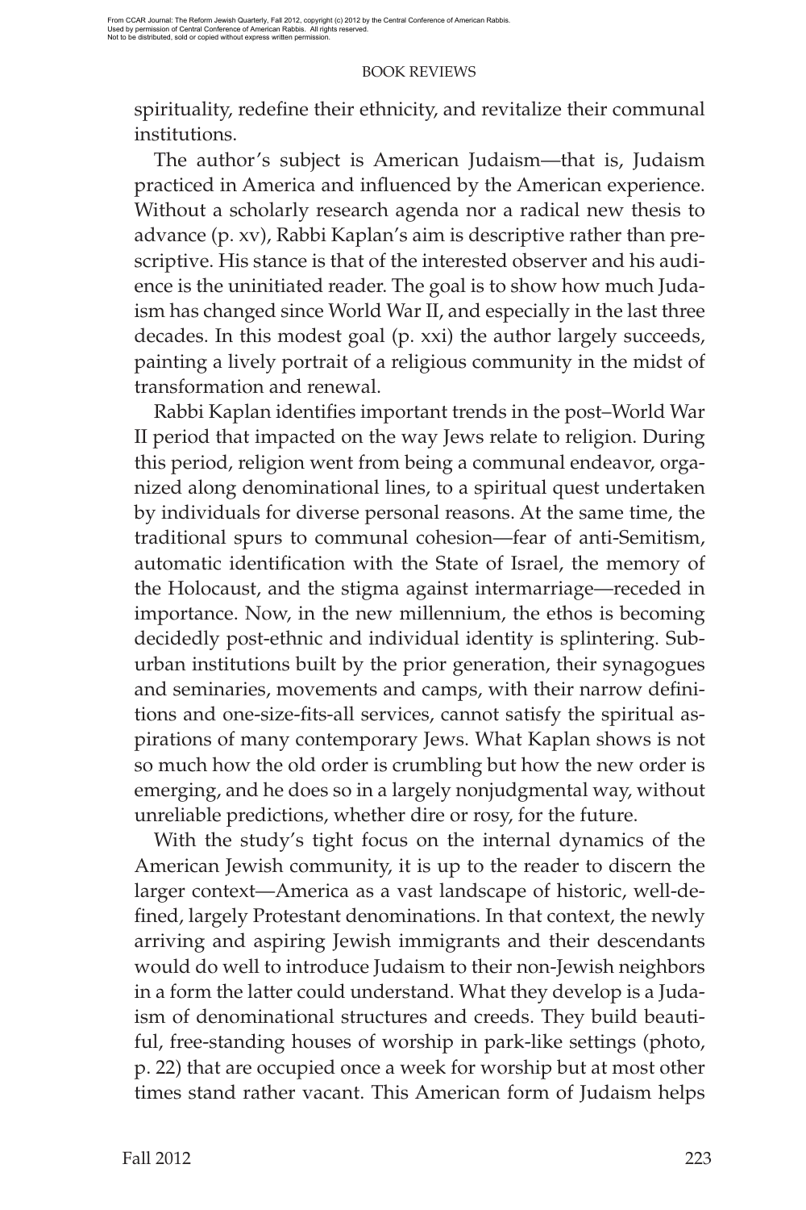spirituality, redefine their ethnicity, and revitalize their communal institutions.

The author's subject is American Judaism—that is, Judaism practiced in America and influenced by the American experience. Without a scholarly research agenda nor a radical new thesis to advance (p. xv), Rabbi Kaplan's aim is descriptive rather than prescriptive. His stance is that of the interested observer and his audience is the uninitiated reader. The goal is to show how much Judaism has changed since World War II, and especially in the last three decades. In this modest goal (p. xxi) the author largely succeeds, painting a lively portrait of a religious community in the midst of transformation and renewal.

Rabbi Kaplan identifies important trends in the post–World War II period that impacted on the way Jews relate to religion. During this period, religion went from being a communal endeavor, organized along denominational lines, to a spiritual quest undertaken by individuals for diverse personal reasons. At the same time, the traditional spurs to communal cohesion—fear of anti-Semitism, automatic identification with the State of Israel, the memory of the Holocaust, and the stigma against intermarriage—receded in importance. Now, in the new millennium, the ethos is becoming decidedly post-ethnic and individual identity is splintering. Suburban institutions built by the prior generation, their synagogues and seminaries, movements and camps, with their narrow definitions and one-size-fits-all services, cannot satisfy the spiritual aspirations of many contemporary Jews. What Kaplan shows is not so much how the old order is crumbling but how the new order is emerging, and he does so in a largely nonjudgmental way, without unreliable predictions, whether dire or rosy, for the future.

With the study's tight focus on the internal dynamics of the American Jewish community, it is up to the reader to discern the larger context—America as a vast landscape of historic, well-defined, largely Protestant denominations. In that context, the newly arriving and aspiring Jewish immigrants and their descendants would do well to introduce Judaism to their non-Jewish neighbors in a form the latter could understand. What they develop is a Judaism of denominational structures and creeds. They build beautiful, free-standing houses of worship in park-like settings (photo, p. 22) that are occupied once a week for worship but at most other times stand rather vacant. This American form of Judaism helps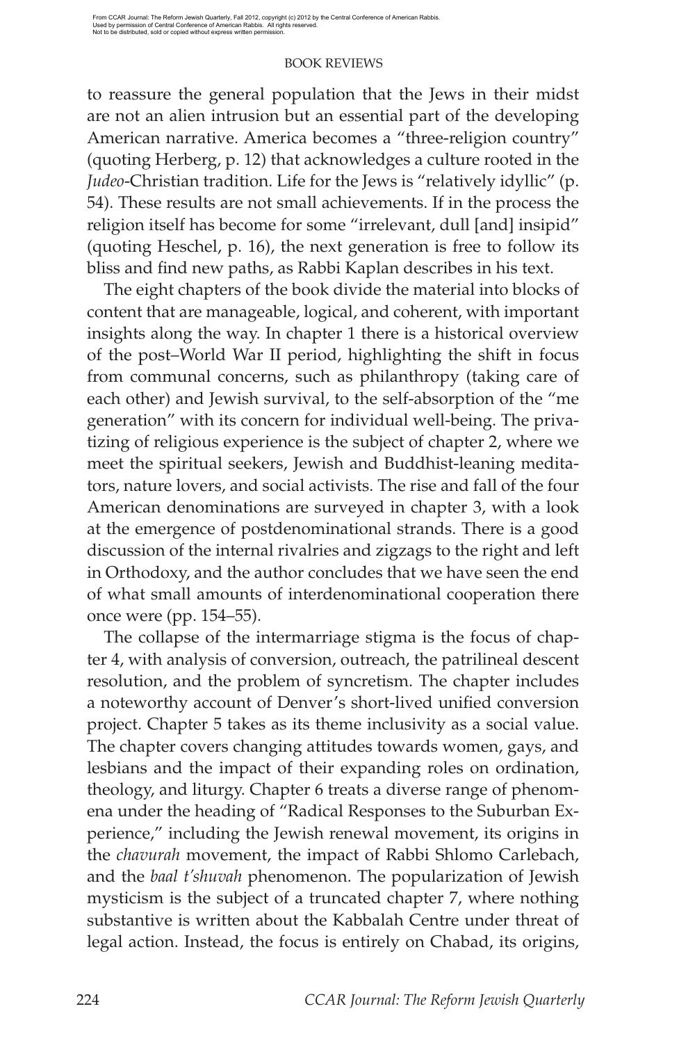to reassure the general population that the Jews in their midst are not an alien intrusion but an essential part of the developing American narrative. America becomes a "three-religion country" (quoting Herberg, p. 12) that acknowledges a culture rooted in the *Judeo*-Christian tradition. Life for the Jews is "relatively idyllic" (p. 54). These results are not small achievements. If in the process the religion itself has become for some "irrelevant, dull [and] insipid" (quoting Heschel, p. 16), the next generation is free to follow its bliss and find new paths, as Rabbi Kaplan describes in his text.

The eight chapters of the book divide the material into blocks of content that are manageable, logical, and coherent, with important insights along the way. In chapter 1 there is a historical overview of the post–World War II period, highlighting the shift in focus from communal concerns, such as philanthropy (taking care of each other) and Jewish survival, to the self-absorption of the "me generation" with its concern for individual well-being. The privatizing of religious experience is the subject of chapter 2, where we meet the spiritual seekers, Jewish and Buddhist-leaning meditators, nature lovers, and social activists. The rise and fall of the four American denominations are surveyed in chapter 3, with a look at the emergence of postdenominational strands. There is a good discussion of the internal rivalries and zigzags to the right and left in Orthodoxy, and the author concludes that we have seen the end of what small amounts of interdenominational cooperation there once were (pp. 154–55).

The collapse of the intermarriage stigma is the focus of chapter 4, with analysis of conversion, outreach, the patrilineal descent resolution, and the problem of syncretism. The chapter includes a noteworthy account of Denver's short-lived unified conversion project. Chapter 5 takes as its theme inclusivity as a social value. The chapter covers changing attitudes towards women, gays, and lesbians and the impact of their expanding roles on ordination, theology, and liturgy. Chapter 6 treats a diverse range of phenomena under the heading of "Radical Responses to the Suburban Experience," including the Jewish renewal movement, its origins in the *chavurah* movement, the impact of Rabbi Shlomo Carlebach, and the *baal t'shuvah* phenomenon. The popularization of Jewish mysticism is the subject of a truncated chapter 7, where nothing substantive is written about the Kabbalah Centre under threat of legal action. Instead, the focus is entirely on Chabad, its origins,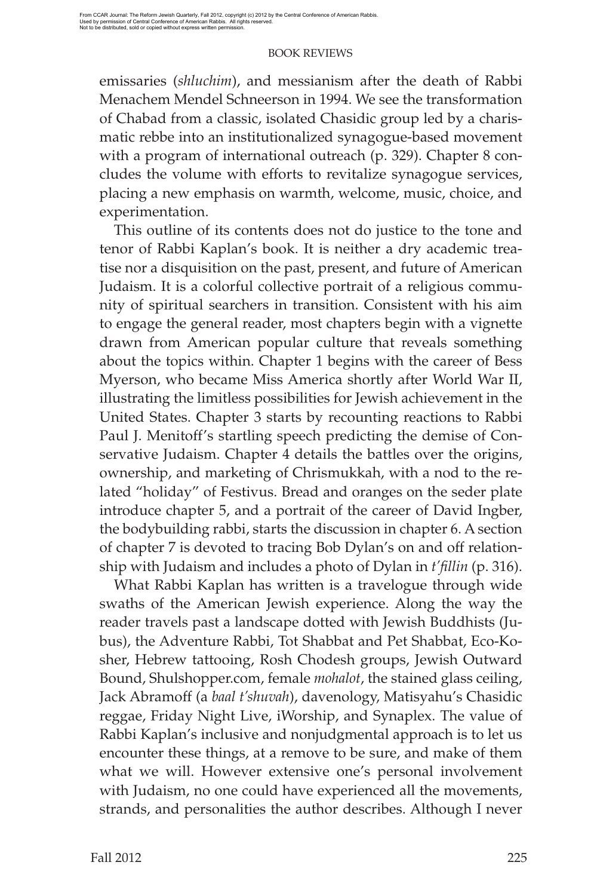emissaries (*shluchim*), and messianism after the death of Rabbi Menachem Mendel Schneerson in 1994. We see the transformation of Chabad from a classic, isolated Chasidic group led by a charismatic rebbe into an institutionalized synagogue-based movement with a program of international outreach (p. 329). Chapter 8 concludes the volume with efforts to revitalize synagogue services, placing a new emphasis on warmth, welcome, music, choice, and experimentation.

This outline of its contents does not do justice to the tone and tenor of Rabbi Kaplan's book. It is neither a dry academic treatise nor a disquisition on the past, present, and future of American Judaism. It is a colorful collective portrait of a religious community of spiritual searchers in transition. Consistent with his aim to engage the general reader, most chapters begin with a vignette drawn from American popular culture that reveals something about the topics within. Chapter 1 begins with the career of Bess Myerson, who became Miss America shortly after World War II, illustrating the limitless possibilities for Jewish achievement in the United States. Chapter 3 starts by recounting reactions to Rabbi Paul J. Menitoff's startling speech predicting the demise of Conservative Judaism. Chapter 4 details the battles over the origins, ownership, and marketing of Chrismukkah, with a nod to the related "holiday" of Festivus. Bread and oranges on the seder plate introduce chapter 5, and a portrait of the career of David Ingber, the bodybuilding rabbi, starts the discussion in chapter 6. A section of chapter 7 is devoted to tracing Bob Dylan's on and off relationship with Judaism and includes a photo of Dylan in *t'fillin* (p. 316).

What Rabbi Kaplan has written is a travelogue through wide swaths of the American Jewish experience. Along the way the reader travels past a landscape dotted with Jewish Buddhists (Jubus), the Adventure Rabbi, Tot Shabbat and Pet Shabbat, Eco-Kosher, Hebrew tattooing, Rosh Chodesh groups, Jewish Outward Bound, Shulshopper.com, female *mohalot*, the stained glass ceiling, Jack Abramoff (a *baal t'shuvah*), davenology, Matisyahu's Chasidic reggae, Friday Night Live, iWorship, and Synaplex. The value of Rabbi Kaplan's inclusive and nonjudgmental approach is to let us encounter these things, at a remove to be sure, and make of them what we will. However extensive one's personal involvement with Judaism, no one could have experienced all the movements, strands, and personalities the author describes. Although I never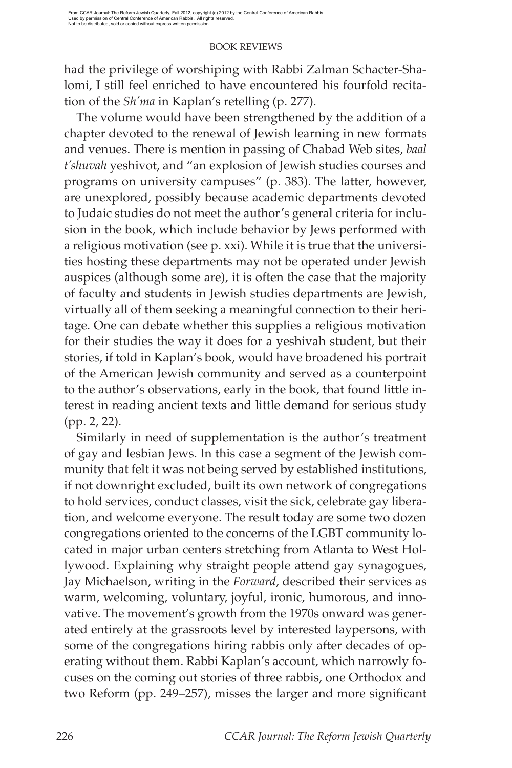had the privilege of worshiping with Rabbi Zalman Schacter-Shalomi, I still feel enriched to have encountered his fourfold recitation of the *Sh'ma* in Kaplan's retelling (p. 277).

The volume would have been strengthened by the addition of a chapter devoted to the renewal of Jewish learning in new formats and venues. There is mention in passing of Chabad Web sites, *baal t'shuvah* yeshivot, and "an explosion of Jewish studies courses and programs on university campuses" (p. 383). The latter, however, are unexplored, possibly because academic departments devoted to Judaic studies do not meet the author's general criteria for inclusion in the book, which include behavior by Jews performed with a religious motivation (see p. xxi). While it is true that the universities hosting these departments may not be operated under Jewish auspices (although some are), it is often the case that the majority of faculty and students in Jewish studies departments are Jewish, virtually all of them seeking a meaningful connection to their heritage. One can debate whether this supplies a religious motivation for their studies the way it does for a yeshivah student, but their stories, if told in Kaplan's book, would have broadened his portrait of the American Jewish community and served as a counterpoint to the author's observations, early in the book, that found little interest in reading ancient texts and little demand for serious study (pp. 2, 22).

Similarly in need of supplementation is the author's treatment of gay and lesbian Jews. In this case a segment of the Jewish community that felt it was not being served by established institutions, if not downright excluded, built its own network of congregations to hold services, conduct classes, visit the sick, celebrate gay liberation, and welcome everyone. The result today are some two dozen congregations oriented to the concerns of the LGBT community located in major urban centers stretching from Atlanta to West Hollywood. Explaining why straight people attend gay synagogues, Jay Michaelson, writing in the *Forward*, described their services as warm, welcoming, voluntary, joyful, ironic, humorous, and innovative. The movement's growth from the 1970s onward was generated entirely at the grassroots level by interested laypersons, with some of the congregations hiring rabbis only after decades of operating without them. Rabbi Kaplan's account, which narrowly focuses on the coming out stories of three rabbis, one Orthodox and two Reform (pp. 249–257), misses the larger and more significant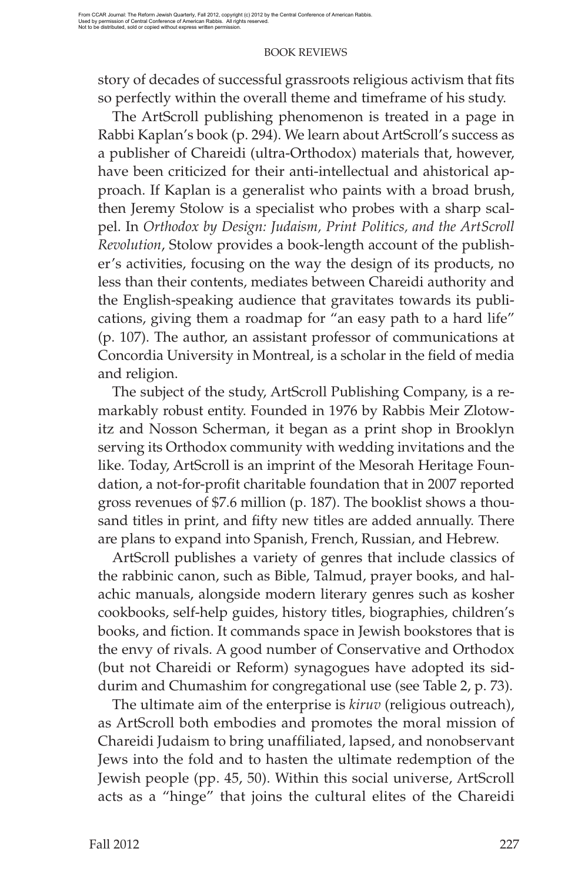story of decades of successful grassroots religious activism that fits so perfectly within the overall theme and timeframe of his study.

The ArtScroll publishing phenomenon is treated in a page in Rabbi Kaplan's book (p. 294). We learn about ArtScroll's success as a publisher of Chareidi (ultra-Orthodox) materials that, however, have been criticized for their anti-intellectual and ahistorical approach. If Kaplan is a generalist who paints with a broad brush, then Jeremy Stolow is a specialist who probes with a sharp scalpel. In *Orthodox by Design: Judaism, Print Politics, and the ArtScroll Revolution*, Stolow provides a book-length account of the publisher's activities, focusing on the way the design of its products, no less than their contents, mediates between Chareidi authority and the English-speaking audience that gravitates towards its publications, giving them a roadmap for "an easy path to a hard life" (p. 107). The author, an assistant professor of communications at Concordia University in Montreal, is a scholar in the field of media and religion.

The subject of the study, ArtScroll Publishing Company, is a remarkably robust entity. Founded in 1976 by Rabbis Meir Zlotowitz and Nosson Scherman, it began as a print shop in Brooklyn serving its Orthodox community with wedding invitations and the like. Today, ArtScroll is an imprint of the Mesorah Heritage Foundation, a not-for-profit charitable foundation that in 2007 reported gross revenues of $7.6 million (p. 187). The booklist shows a thousand titles in print, and fifty new titles are added annually. There are plans to expand into Spanish, French, Russian, and Hebrew.

ArtScroll publishes a variety of genres that include classics of the rabbinic canon, such as Bible, Talmud, prayer books, and halachic manuals, alongside modern literary genres such as kosher cookbooks, self-help guides, history titles, biographies, children's books, and fiction. It commands space in Jewish bookstores that is the envy of rivals. A good number of Conservative and Orthodox (but not Chareidi or Reform) synagogues have adopted its siddurim and Chumashim for congregational use (see Table 2, p. 73).

The ultimate aim of the enterprise is *kiruv* (religious outreach), as ArtScroll both embodies and promotes the moral mission of Chareidi Judaism to bring unaffiliated, lapsed, and nonobservant Jews into the fold and to hasten the ultimate redemption of the Jewish people (pp. 45, 50). Within this social universe, ArtScroll acts as a "hinge" that joins the cultural elites of the Chareidi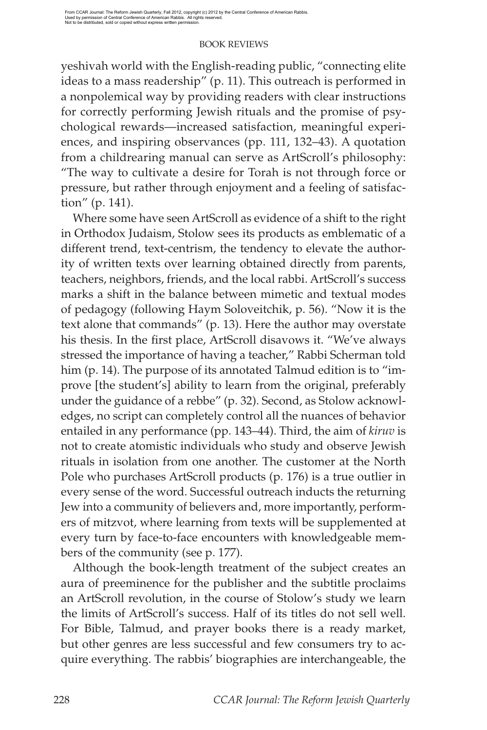yeshivah world with the English-reading public, "connecting elite ideas to a mass readership" (p. 11). This outreach is performed in a nonpolemical way by providing readers with clear instructions for correctly performing Jewish rituals and the promise of psychological rewards—increased satisfaction, meaningful experiences, and inspiring observances (pp. 111, 132–43). A quotation from a childrearing manual can serve as ArtScroll's philosophy: "The way to cultivate a desire for Torah is not through force or pressure, but rather through enjoyment and a feeling of satisfaction" (p. 141).

Where some have seen ArtScroll as evidence of a shift to the right in Orthodox Judaism, Stolow sees its products as emblematic of a different trend, text-centrism, the tendency to elevate the authority of written texts over learning obtained directly from parents, teachers, neighbors, friends, and the local rabbi. ArtScroll's success marks a shift in the balance between mimetic and textual modes of pedagogy (following Haym Soloveitchik, p. 56). "Now it is the text alone that commands" (p. 13). Here the author may overstate his thesis. In the first place, ArtScroll disavows it. "We've always stressed the importance of having a teacher," Rabbi Scherman told him (p. 14). The purpose of its annotated Talmud edition is to "improve [the student's] ability to learn from the original, preferably under the guidance of a rebbe" (p. 32). Second, as Stolow acknowledges, no script can completely control all the nuances of behavior entailed in any performance (pp. 143–44). Third, the aim of *kiruv* is not to create atomistic individuals who study and observe Jewish rituals in isolation from one another. The customer at the North Pole who purchases ArtScroll products (p. 176) is a true outlier in every sense of the word. Successful outreach inducts the returning Jew into a community of believers and, more importantly, performers of mitzvot, where learning from texts will be supplemented at every turn by face-to-face encounters with knowledgeable members of the community (see p. 177).

Although the book-length treatment of the subject creates an aura of preeminence for the publisher and the subtitle proclaims an ArtScroll revolution, in the course of Stolow's study we learn the limits of ArtScroll's success. Half of its titles do not sell well. For Bible, Talmud, and prayer books there is a ready market, but other genres are less successful and few consumers try to acquire everything. The rabbis' biographies are interchangeable, the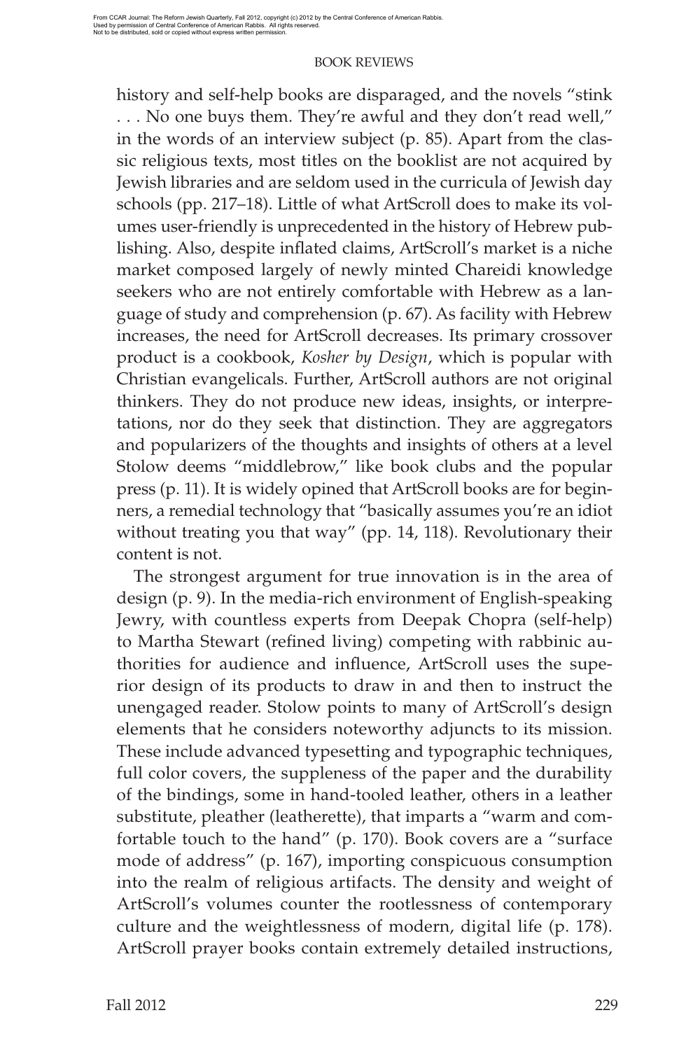history and self-help books are disparaged, and the novels "stink . . . No one buys them. They're awful and they don't read well," in the words of an interview subject (p. 85). Apart from the classic religious texts, most titles on the booklist are not acquired by Jewish libraries and are seldom used in the curricula of Jewish day schools (pp. 217–18). Little of what ArtScroll does to make its volumes user-friendly is unprecedented in the history of Hebrew publishing. Also, despite inflated claims, ArtScroll's market is a niche market composed largely of newly minted Chareidi knowledge seekers who are not entirely comfortable with Hebrew as a language of study and comprehension (p. 67). As facility with Hebrew increases, the need for ArtScroll decreases. Its primary crossover product is a cookbook, *Kosher by Design*, which is popular with Christian evangelicals. Further, ArtScroll authors are not original thinkers. They do not produce new ideas, insights, or interpretations, nor do they seek that distinction. They are aggregators and popularizers of the thoughts and insights of others at a level Stolow deems "middlebrow," like book clubs and the popular press (p. 11). It is widely opined that ArtScroll books are for beginners, a remedial technology that "basically assumes you're an idiot without treating you that way" (pp. 14, 118). Revolutionary their content is not.

The strongest argument for true innovation is in the area of design (p. 9). In the media-rich environment of English-speaking Jewry, with countless experts from Deepak Chopra (self-help) to Martha Stewart (refined living) competing with rabbinic authorities for audience and influence, ArtScroll uses the superior design of its products to draw in and then to instruct the unengaged reader. Stolow points to many of ArtScroll's design elements that he considers noteworthy adjuncts to its mission. These include advanced typesetting and typographic techniques, full color covers, the suppleness of the paper and the durability of the bindings, some in hand-tooled leather, others in a leather substitute, pleather (leatherette), that imparts a "warm and comfortable touch to the hand" (p. 170). Book covers are a "surface mode of address" (p. 167), importing conspicuous consumption into the realm of religious artifacts. The density and weight of ArtScroll's volumes counter the rootlessness of contemporary culture and the weightlessness of modern, digital life (p. 178). ArtScroll prayer books contain extremely detailed instructions,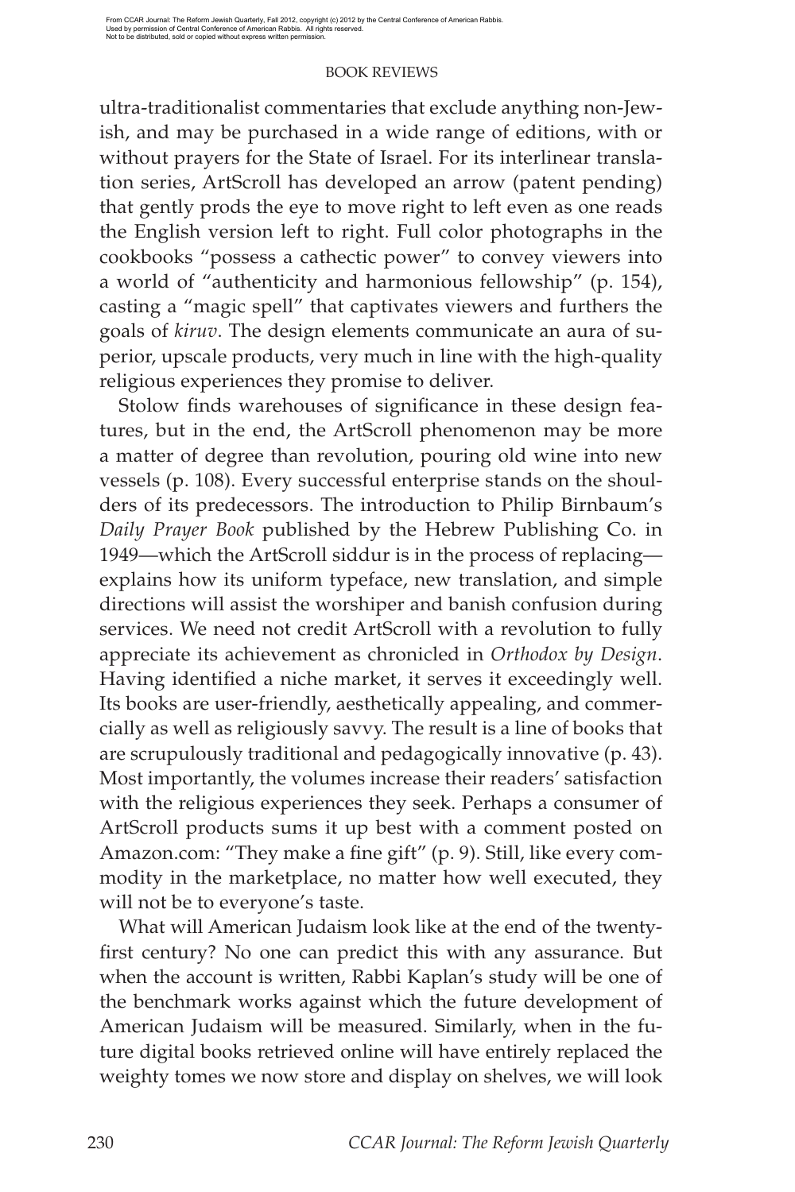ultra-traditionalist commentaries that exclude anything non-Jewish, and may be purchased in a wide range of editions, with or without prayers for the State of Israel. For its interlinear translation series, ArtScroll has developed an arrow (patent pending) that gently prods the eye to move right to left even as one reads the English version left to right. Full color photographs in the cookbooks "possess a cathectic power" to convey viewers into a world of "authenticity and harmonious fellowship" (p. 154), casting a "magic spell" that captivates viewers and furthers the goals of *kiruv*. The design elements communicate an aura of superior, upscale products, very much in line with the high-quality religious experiences they promise to deliver.

Stolow finds warehouses of significance in these design features, but in the end, the ArtScroll phenomenon may be more a matter of degree than revolution, pouring old wine into new vessels (p. 108). Every successful enterprise stands on the shoulders of its predecessors. The introduction to Philip Birnbaum's *Daily Prayer Book* published by the Hebrew Publishing Co. in 1949—which the ArtScroll siddur is in the process of replacing—explains how its uniform typeface, new translation, and simple directions will assist the worshiper and banish confusion during services. We need not credit ArtScroll with a revolution to fully appreciate its achievement as chronicled in *Orthodox by Design*. Having identified a niche market, it serves it exceedingly well. Its books are user-friendly, aesthetically appealing, and commercially as well as religiously savvy. The result is a line of books that are scrupulously traditional and pedagogically innovative (p. 43). Most importantly, the volumes increase their readers' satisfaction with the religious experiences they seek. Perhaps a consumer of ArtScroll products sums it up best with a comment posted on Amazon.com: "They make a fine gift" (p. 9). Still, like every commodity in the marketplace, no matter how well executed, they will not be to everyone's taste.

What will American Judaism look like at the end of the twenty-first century? No one can predict this with any assurance. But when the account is written, Rabbi Kaplan's study will be one of the benchmark works against which the future development of American Judaism will be measured. Similarly, when in the future digital books retrieved online will have entirely replaced the weighty tomes we now store and display on shelves, we will look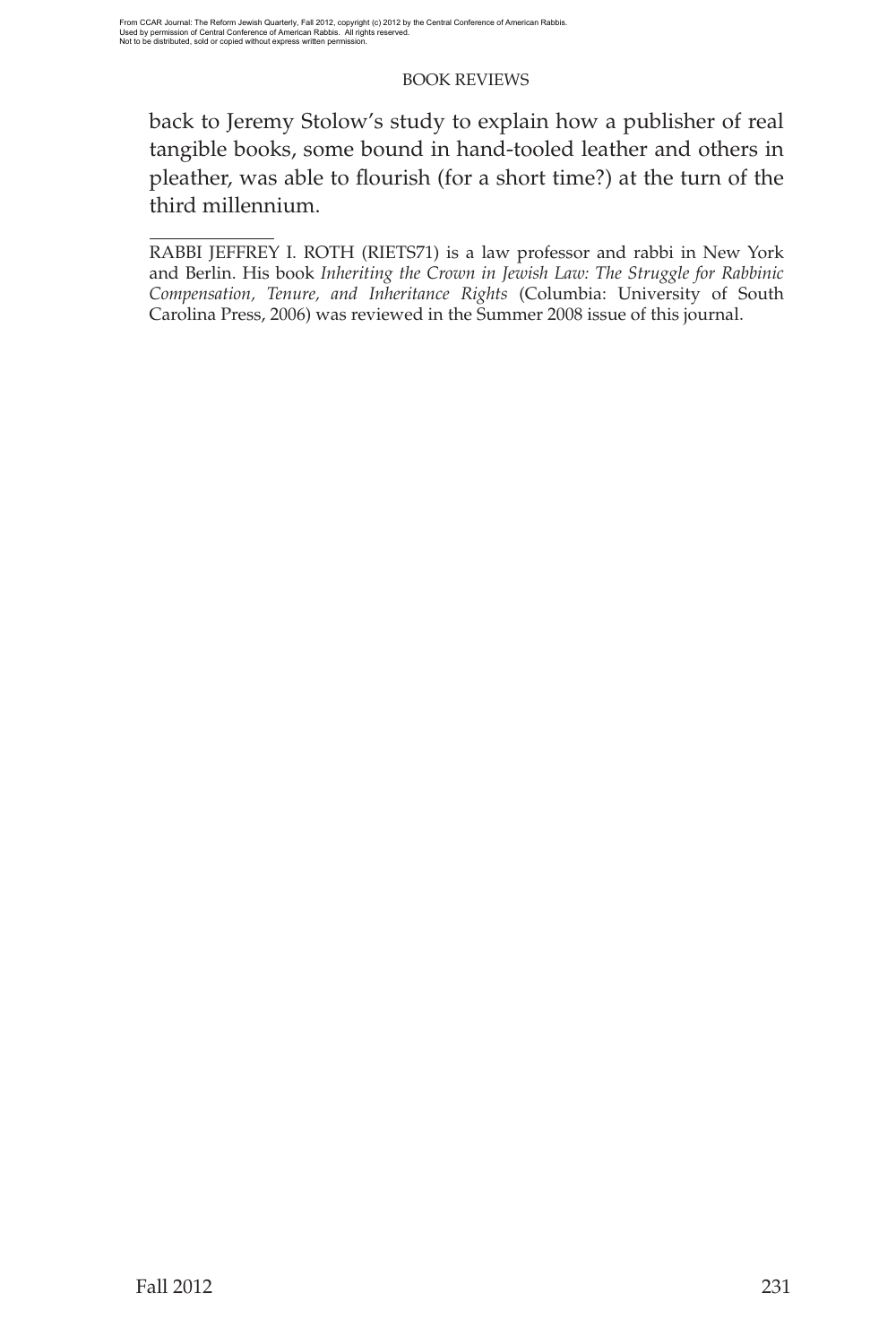back to Jeremy Stolow's study to explain how a publisher of real tangible books, some bound in hand-tooled leather and others in pleather, was able to flourish (for a short time?) at the turn of the third millennium.

---

RABBI JEFFREY I. ROTH (RIETS71) is a law professor and rabbi in New York and Berlin. His book *Inheriting the Crown in Jewish Law: The Struggle for Rabbinic Compensation, Tenure, and Inheritance Rights* (Columbia: University of South Carolina Press, 2006) was reviewed in the Summer 2008 issue of this journal.